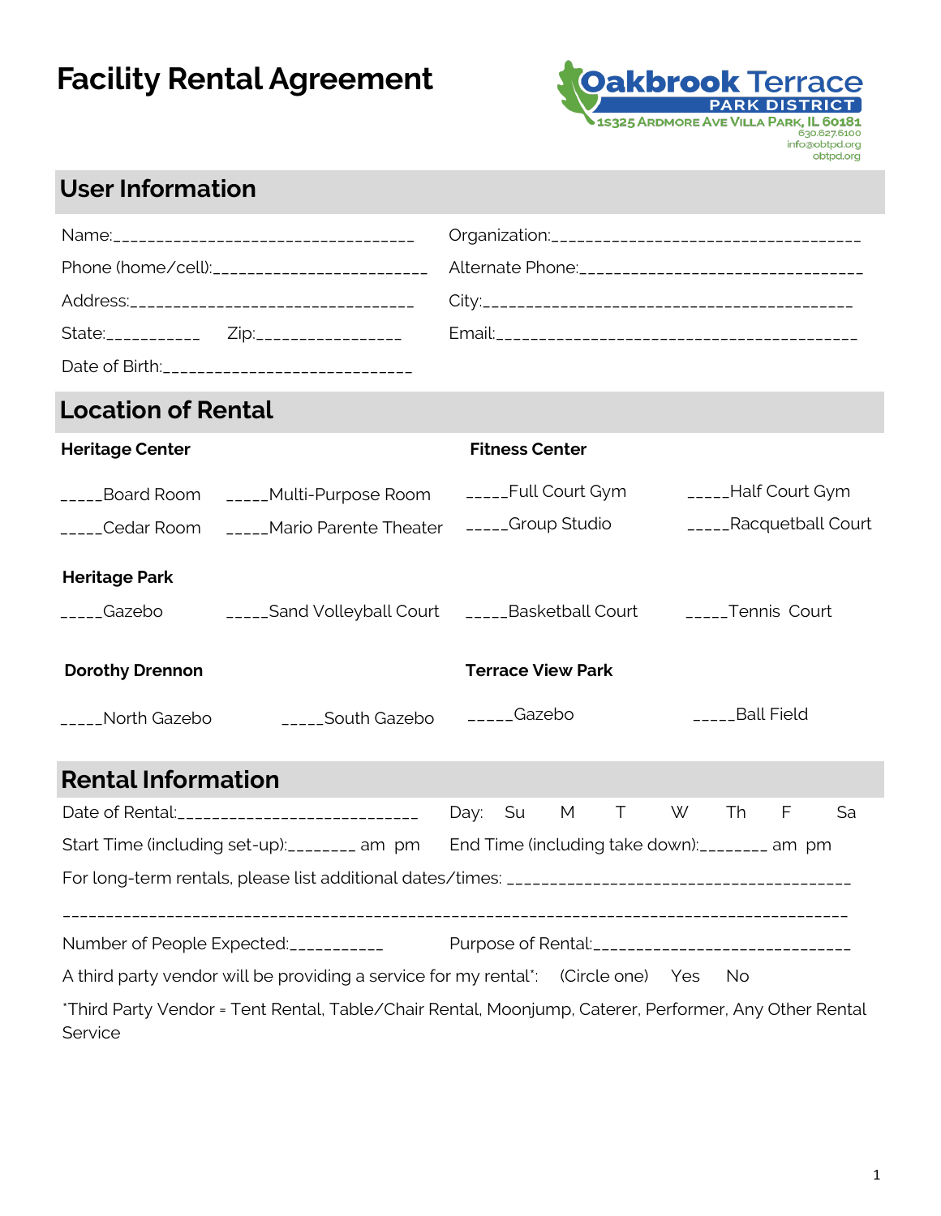# Facility Rental Agreement

**Oakbrook Terrace PARK DISTRICT**
1S325 Ardmore Ave Villa Park, IL 60181
630.627.6100
info@obtpd.org
obtpd.org

## User Information

Name:___________________________________ Organization:___________________________________

Phone (home/cell):________________________ Alternate Phone:________________________________

Address:_________________________________ City:__________________________________________

State:__________ Zip:________________ Email:_________________________________________

Date of Birth:___________________________

## Location of Rental

**Heritage Center**

_____Board Room _____Multi-Purpose Room

_____Cedar Room _____Mario Parente Theater

**Fitness Center**

_____Full Court Gym _____Half Court Gym

_____Group Studio _____Racquetball Court

**Heritage Park**

_____Gazebo _____Sand Volleyball Court _____Basketball Court _____Tennis Court

**Dorothy Drennon**

_____North Gazebo _____South Gazebo

**Terrace View Park**

_____Gazebo _____Ball Field

## Rental Information

Date of Rental:___________________________ Day: Su M T W Th F Sa

Start Time (including set-up):________ am pm End Time (including take down):________ am pm

For long-term rentals, please list additional dates/times: ______________________________________

_________________________________________________________________________________________

Number of People Expected:__________ Purpose of Rental:_____________________________

A third party vendor will be providing a service for my rental*: (Circle one) Yes No

*Third Party Vendor = Tent Rental, Table/Chair Rental, Moonjump, Caterer, Performer, Any Other Rental Service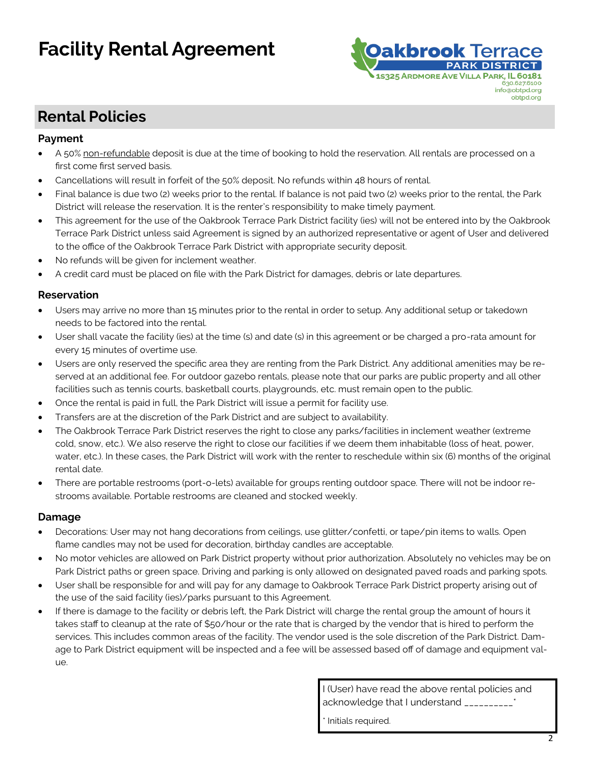# Facility Rental Agreement

**Oakbrook Terrace PARK DISTRICT**
1S325 Ardmore Ave Villa Park, IL 60181
630.627.6100
info@obtpd.org
obtpd.org

## Rental Policies

### Payment

- A 50% <u>non-refundable</u> deposit is due at the time of booking to hold the reservation. All rentals are processed on a first come first served basis.
- Cancellations will result in forfeit of the 50% deposit. No refunds within 48 hours of rental.
- Final balance is due two (2) weeks prior to the rental. If balance is not paid two (2) weeks prior to the rental, the Park District will release the reservation. It is the renter's responsibility to make timely payment.
- This agreement for the use of the Oakbrook Terrace Park District facility (ies) will not be entered into by the Oakbrook Terrace Park District unless said Agreement is signed by an authorized representative or agent of User and delivered to the office of the Oakbrook Terrace Park District with appropriate security deposit.
- No refunds will be given for inclement weather.
- A credit card must be placed on file with the Park District for damages, debris or late departures.

### Reservation

- Users may arrive no more than 15 minutes prior to the rental in order to setup. Any additional setup or takedown needs to be factored into the rental.
- User shall vacate the facility (ies) at the time (s) and date (s) in this agreement or be charged a pro-rata amount for every 15 minutes of overtime use.
- Users are only reserved the specific area they are renting from the Park District. Any additional amenities may be reserved at an additional fee. For outdoor gazebo rentals, please note that our parks are public property and all other facilities such as tennis courts, basketball courts, playgrounds, etc. must remain open to the public.
- Once the rental is paid in full, the Park District will issue a permit for facility use.
- Transfers are at the discretion of the Park District and are subject to availability.
- The Oakbrook Terrace Park District reserves the right to close any parks/facilities in inclement weather (extreme cold, snow, etc.). We also reserve the right to close our facilities if we deem them inhabitable (loss of heat, power, water, etc.). In these cases, the Park District will work with the renter to reschedule within six (6) months of the original rental date.
- There are portable restrooms (port-o-lets) available for groups renting outdoor space. There will not be indoor restrooms available. Portable restrooms are cleaned and stocked weekly.

### Damage

- Decorations: User may not hang decorations from ceilings, use glitter/confetti, or tape/pin items to walls. Open flame candles may not be used for decoration, birthday candles are acceptable.
- No motor vehicles are allowed on Park District property without prior authorization. Absolutely no vehicles may be on Park District paths or green space. Driving and parking is only allowed on designated paved roads and parking spots.
- User shall be responsible for and will pay for any damage to Oakbrook Terrace Park District property arising out of the use of the said facility (ies)/parks pursuant to this Agreement.
- If there is damage to the facility or debris left, the Park District will charge the rental group the amount of hours it takes staff to cleanup at the rate of $50/hour or the rate that is charged by the vendor that is hired to perform the services. This includes common areas of the facility. The vendor used is the sole discretion of the Park District. Damage to Park District equipment will be inspected and a fee will be assessed based off of damage and equipment value.

I (User) have read the above rental policies and acknowledge that I understand __________*

* Initials required.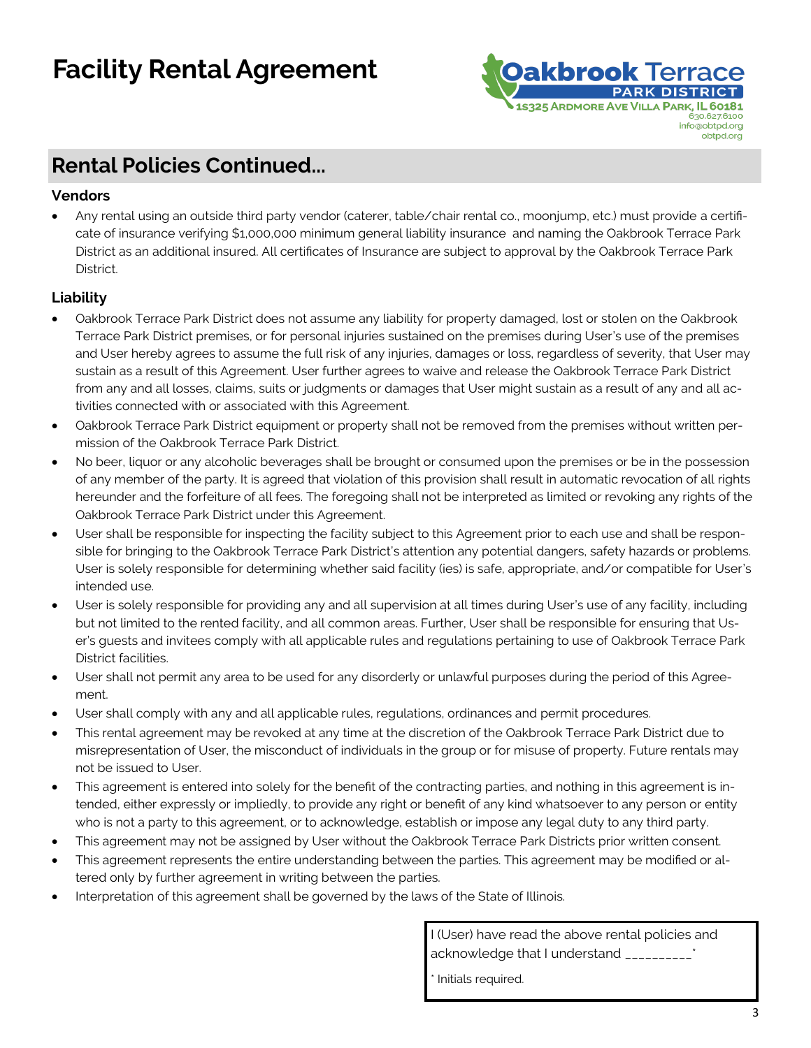# Facility Rental Agreement

**Oakbrook Terrace PARK DISTRICT**
1S325 Ardmore Ave Villa Park, IL 60181
630.627.6100
info@obtpd.org
obtpd.org

## Rental Policies Continued...

### Vendors

- Any rental using an outside third party vendor (caterer, table/chair rental co., moonjump, etc.) must provide a certificate of insurance verifying $1,000,000 minimum general liability insurance and naming the Oakbrook Terrace Park District as an additional insured. All certificates of Insurance are subject to approval by the Oakbrook Terrace Park District.

### Liability

- Oakbrook Terrace Park District does not assume any liability for property damaged, lost or stolen on the Oakbrook Terrace Park District premises, or for personal injuries sustained on the premises during User's use of the premises and User hereby agrees to assume the full risk of any injuries, damages or loss, regardless of severity, that User may sustain as a result of this Agreement. User further agrees to waive and release the Oakbrook Terrace Park District from any and all losses, claims, suits or judgments or damages that User might sustain as a result of any and all activities connected with or associated with this Agreement.
- Oakbrook Terrace Park District equipment or property shall not be removed from the premises without written permission of the Oakbrook Terrace Park District.
- No beer, liquor or any alcoholic beverages shall be brought or consumed upon the premises or be in the possession of any member of the party. It is agreed that violation of this provision shall result in automatic revocation of all rights hereunder and the forfeiture of all fees. The foregoing shall not be interpreted as limited or revoking any rights of the Oakbrook Terrace Park District under this Agreement.
- User shall be responsible for inspecting the facility subject to this Agreement prior to each use and shall be responsible for bringing to the Oakbrook Terrace Park District's attention any potential dangers, safety hazards or problems. User is solely responsible for determining whether said facility (ies) is safe, appropriate, and/or compatible for User's intended use.
- User is solely responsible for providing any and all supervision at all times during User's use of any facility, including but not limited to the rented facility, and all common areas. Further, User shall be responsible for ensuring that User's guests and invitees comply with all applicable rules and regulations pertaining to use of Oakbrook Terrace Park District facilities.
- User shall not permit any area to be used for any disorderly or unlawful purposes during the period of this Agreement.
- User shall comply with any and all applicable rules, regulations, ordinances and permit procedures.
- This rental agreement may be revoked at any time at the discretion of the Oakbrook Terrace Park District due to misrepresentation of User, the misconduct of individuals in the group or for misuse of property. Future rentals may not be issued to User.
- This agreement is entered into solely for the benefit of the contracting parties, and nothing in this agreement is intended, either expressly or impliedly, to provide any right or benefit of any kind whatsoever to any person or entity who is not a party to this agreement, or to acknowledge, establish or impose any legal duty to any third party.
- This agreement may not be assigned by User without the Oakbrook Terrace Park Districts prior written consent.
- This agreement represents the entire understanding between the parties. This agreement may be modified or altered only by further agreement in writing between the parties.
- Interpretation of this agreement shall be governed by the laws of the State of Illinois.

I (User) have read the above rental policies and acknowledge that I understand __________*

* Initials required.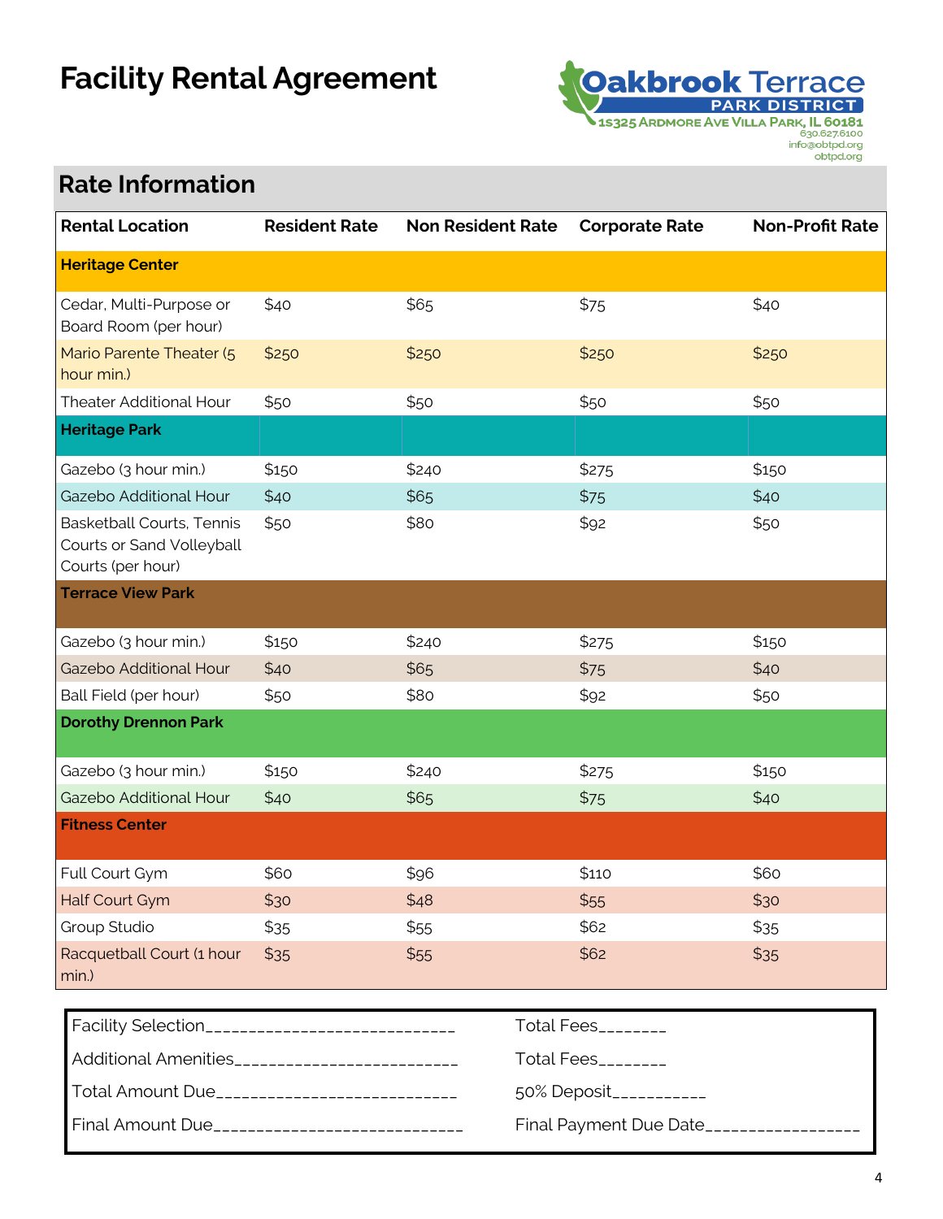# Facility Rental Agreement

**Oakbrook Terrace PARK DISTRICT**
1S325 Ardmore Ave Villa Park, IL 60181
630.627.6100
info@obtpd.org
obtpd.org

## Rate Information

| Rental Location | Resident Rate | Non Resident Rate | Corporate Rate | Non-Profit Rate |
|---|---|---|---|---|
| **Heritage Center** | | | | |
| Cedar, Multi-Purpose or Board Room (per hour) | $40 | $65 | $75 | $40 |
| Mario Parente Theater (5 hour min.) | $250 | $250 | $250 | $250 |
| Theater Additional Hour | $50 | $50 | $50 | $50 |
| **Heritage Park** | | | | |
| Gazebo (3 hour min.) | $150 | $240 | $275 | $150 |
| Gazebo Additional Hour | $40 | $65 | $75 | $40 |
| Basketball Courts, Tennis Courts or Sand Volleyball Courts (per hour) | $50 | $80 | $92 | $50 |
| **Terrace View Park** | | | | |
| Gazebo (3 hour min.) | $150 | $240 | $275 | $150 |
| Gazebo Additional Hour | $40 | $65 | $75 | $40 |
| Ball Field (per hour) | $50 | $80 | $92 | $50 |
| **Dorothy Drennon Park** | | | | |
| Gazebo (3 hour min.) | $150 | $240 | $275 | $150 |
| Gazebo Additional Hour | $40 | $65 | $75 | $40 |
| **Fitness Center** | | | | |
| Full Court Gym | $60 | $96 | $110 | $60 |
| Half Court Gym | $30 | $48 | $55 | $30 |
| Group Studio | $35 | $55 | $62 | $35 |
| Racquetball Court (1 hour min.) | $35 | $55 | $62 | $35 |

Facility Selection____________________________ Total Fees________

Additional Amenities__________________________ Total Fees________

Total Amount Due____________________________ 50% Deposit___________

Final Amount Due_____________________________ Final Payment Due Date_________________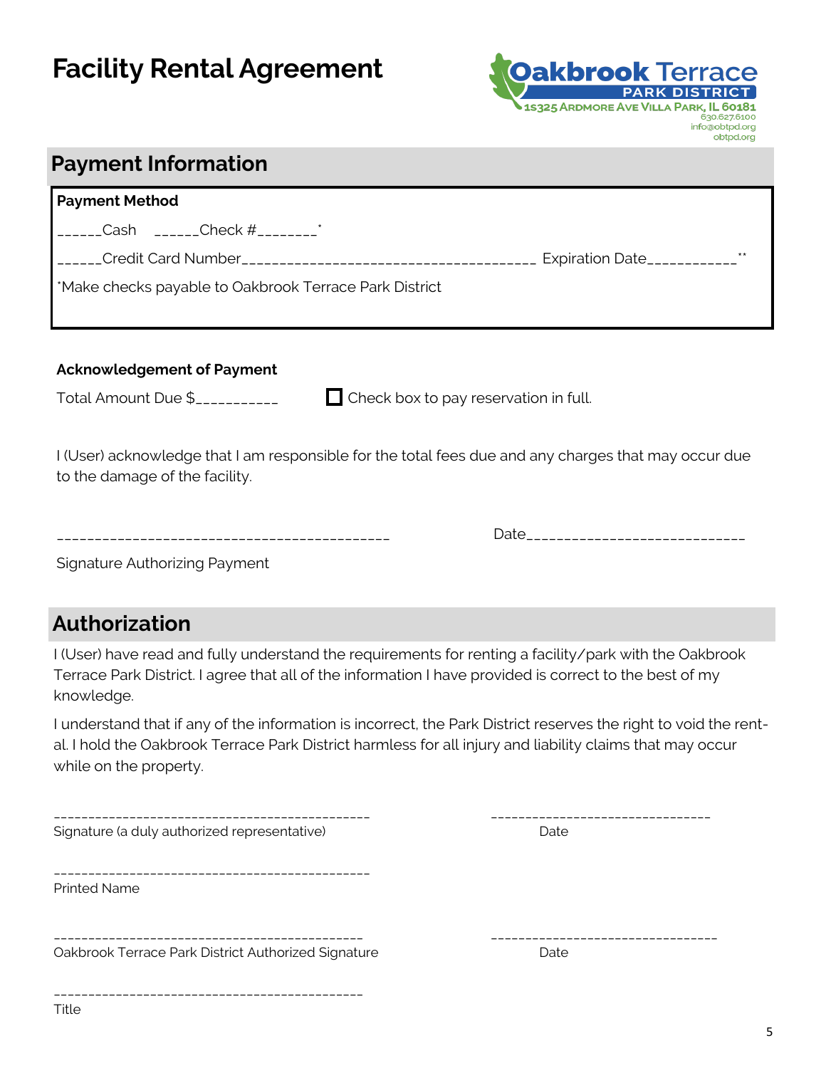# Facility Rental Agreement

**Oakbrook Terrace PARK DISTRICT**
1S325 Ardmore Ave Villa Park, IL 60181
630.627.6100
info@obtpd.org
obtpd.org

## Payment Information

**Payment Method**

______Cash ______Check #________[*]

______Credit Card Number______________________________________ Expiration Date____________[**]

[*]Make checks payable to Oakbrook Terrace Park District

**Acknowledgement of Payment**

Total Amount Due $___________ ☐ Check box to pay reservation in full.

I (User) acknowledge that I am responsible for the total fees due and any charges that may occur due to the damage of the facility.

___________________________________________ Date____________________________

Signature Authorizing Payment

## Authorization

I (User) have read and fully understand the requirements for renting a facility/park with the Oakbrook Terrace Park District. I agree that all of the information I have provided is correct to the best of my knowledge.

I understand that if any of the information is incorrect, the Park District reserves the right to void the rental. I hold the Oakbrook Terrace Park District harmless for all injury and liability claims that may occur while on the property.

_____________________________________________ _______________________________

Signature (a duly authorized representative) Date

_____________________________________________

Printed Name

____________________________________________ ________________________________

Oakbrook Terrace Park District Authorized Signature Date

____________________________________________

Title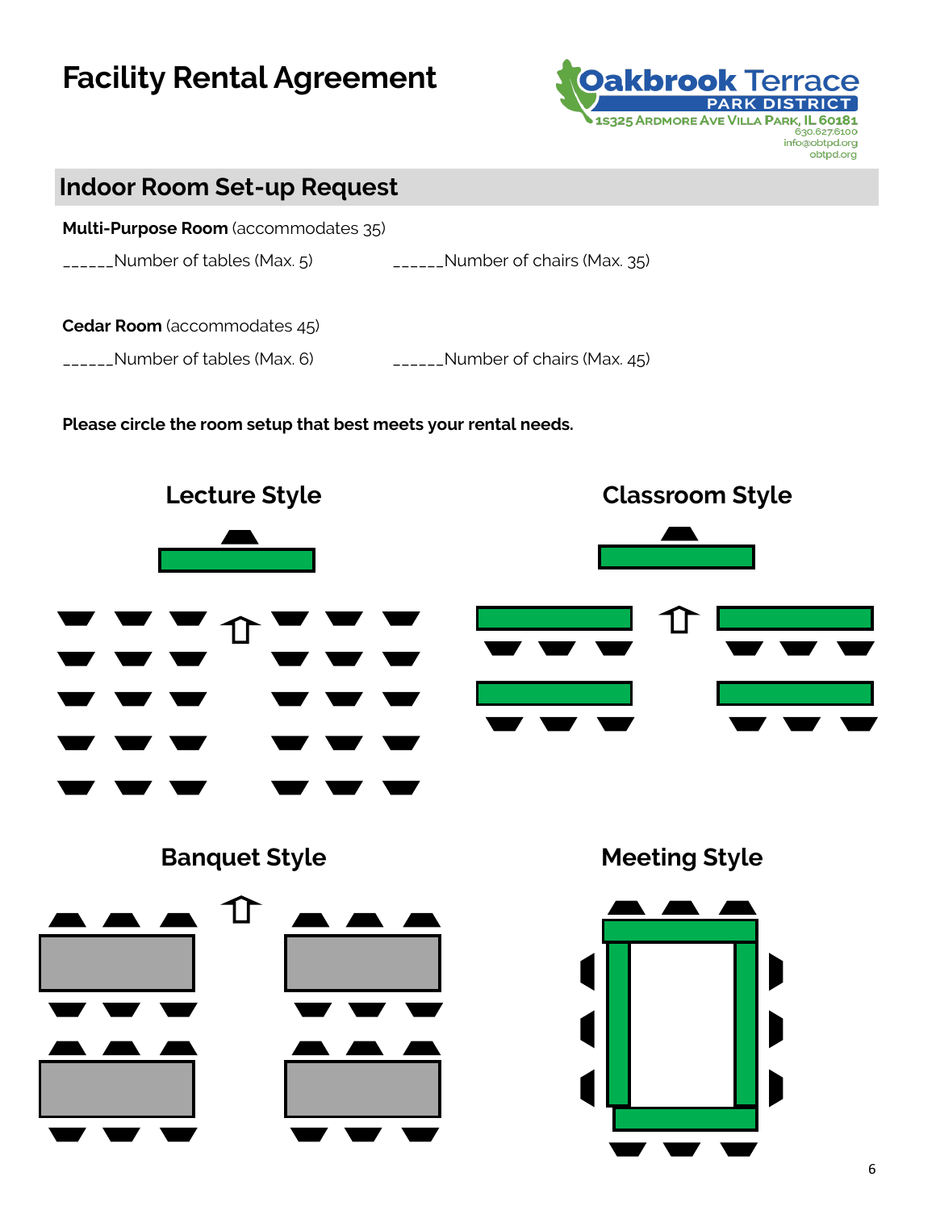# Facility Rental Agreement

Oakbrook Terrace
PARK DISTRICT
1S325 Ardmore Ave Villa Park, IL 60181
630.627.6100
info@obtpd.org
obtpd.org

## Indoor Room Set-up Request

**Multi-Purpose Room** (accommodates 35)

______Number of tables (Max. 5)  ______Number of chairs (Max. 35)

**Cedar Room** (accommodates 45)

______Number of tables (Max. 6)  ______Number of chairs (Max. 45)

**Please circle the room setup that best meets your rental needs.**

### Lecture Style

### Classroom Style

### Banquet Style

### Meeting Style